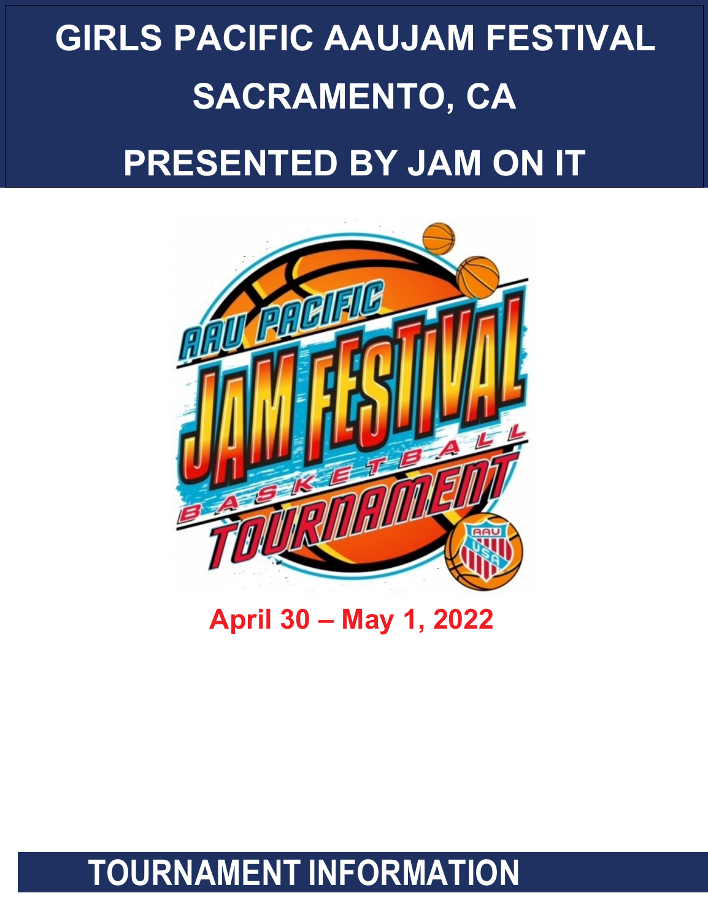# GIRLS PACIFIC AAUJAM FESTIVAL

# SACRAMENTO, CA

# PRESENTED BY JAM ON IT

**April 30 – May 1, 2022**

## TOURNAMENT INFORMATION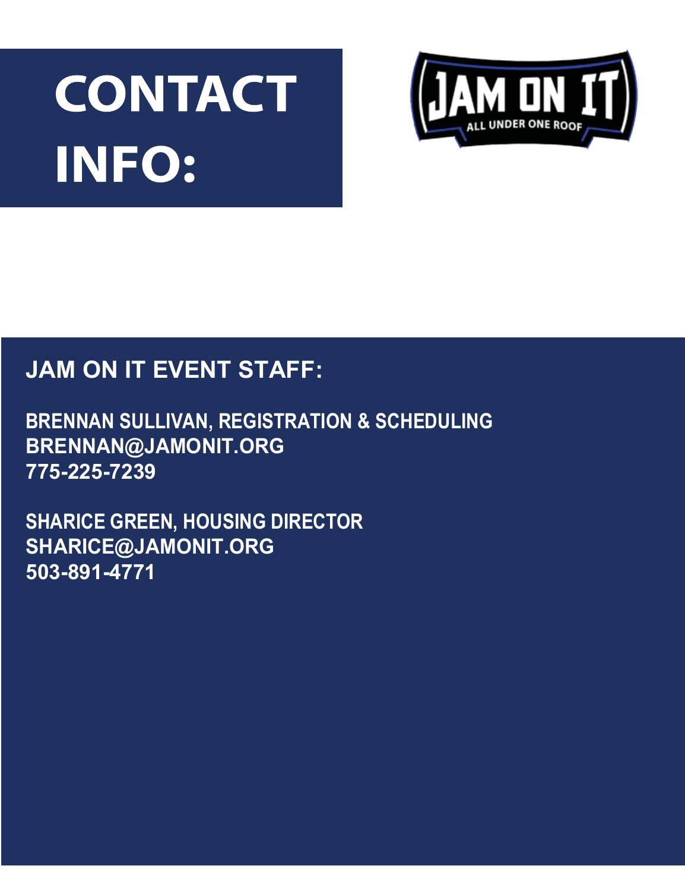# CONTACT INFO:

## JAM ON IT EVENT STAFF:

**BRENNAN SULLIVAN, REGISTRATION & SCHEDULING**
**BRENNAN@JAMONIT.ORG**
**775-225-7239**

**SHARICE GREEN, HOUSING DIRECTOR**
**SHARICE@JAMONIT.ORG**
**503-891-4771**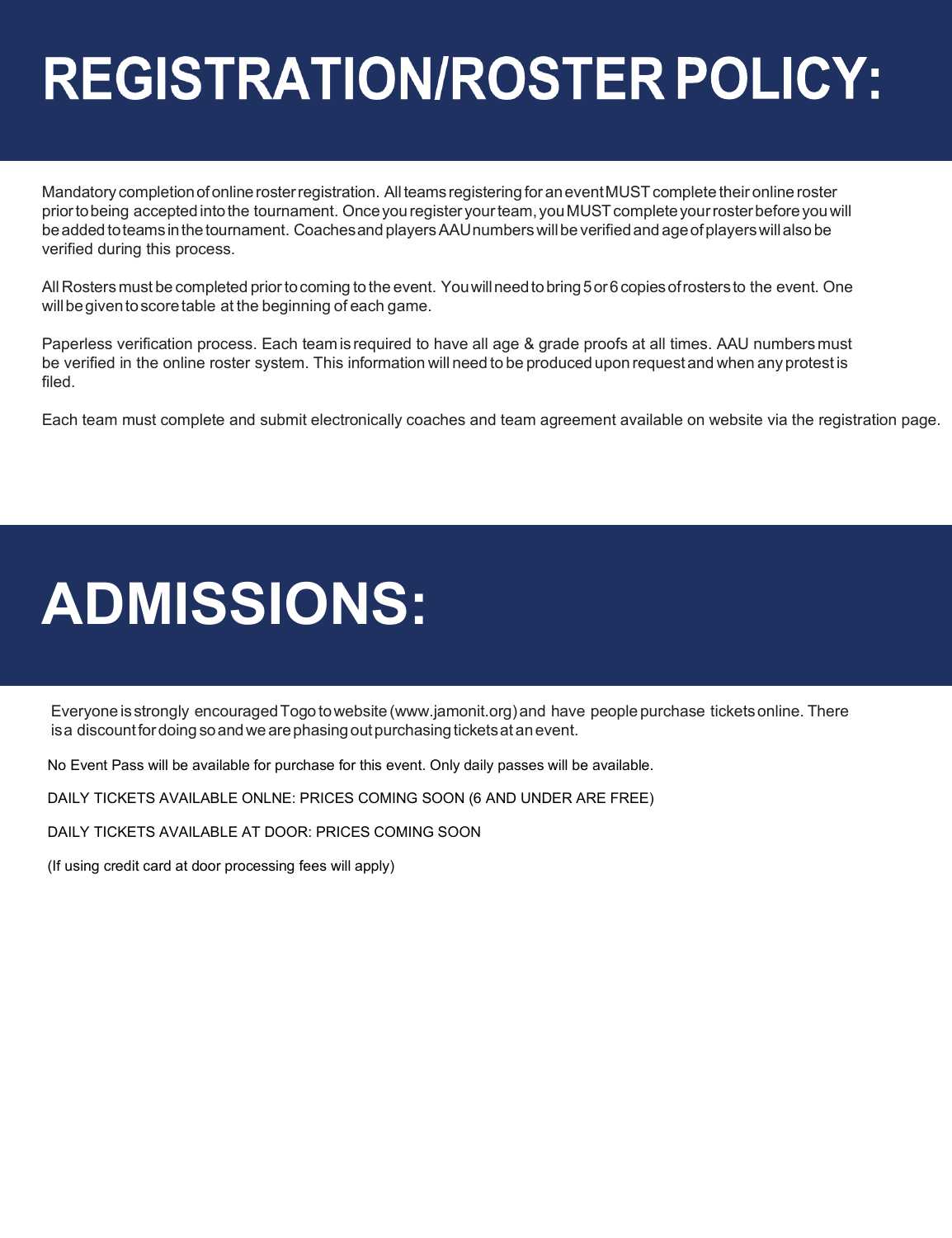# REGISTRATION/ROSTER POLICY:

Mandatory completion of online roster registration. All teams registering for an event MUST complete their online roster prior to being accepted into the tournament. Once you register your team, you MUST complete your roster before you will be added to teams in the tournament. Coaches and players AAU numbers will be verified and age of players will also be verified during this process.

All Rosters must be completed prior to coming to the event. You will need to bring 5 or 6 copies of rosters to the event. One will be given to score table at the beginning of each game.

Paperless verification process. Each team is required to have all age & grade proofs at all times. AAU numbers must be verified in the online roster system. This information will need to be produced upon request and when any protest is filed.

Each team must complete and submit electronically coaches and team agreement available on website via the registration page.

# ADMISSIONS:

Everyone is strongly encouraged Togo to website (www.jamonit.org) and have people purchase tickets online. There is a discount for doing so and we are phasing out purchasing tickets at an event.

No Event Pass will be available for purchase for this event. Only daily passes will be available.

DAILY TICKETS AVAILABLE ONLNE: PRICES COMING SOON (6 AND UNDER ARE FREE)

DAILY TICKETS AVAILABLE AT DOOR: PRICES COMING SOON

(If using credit card at door processing fees will apply)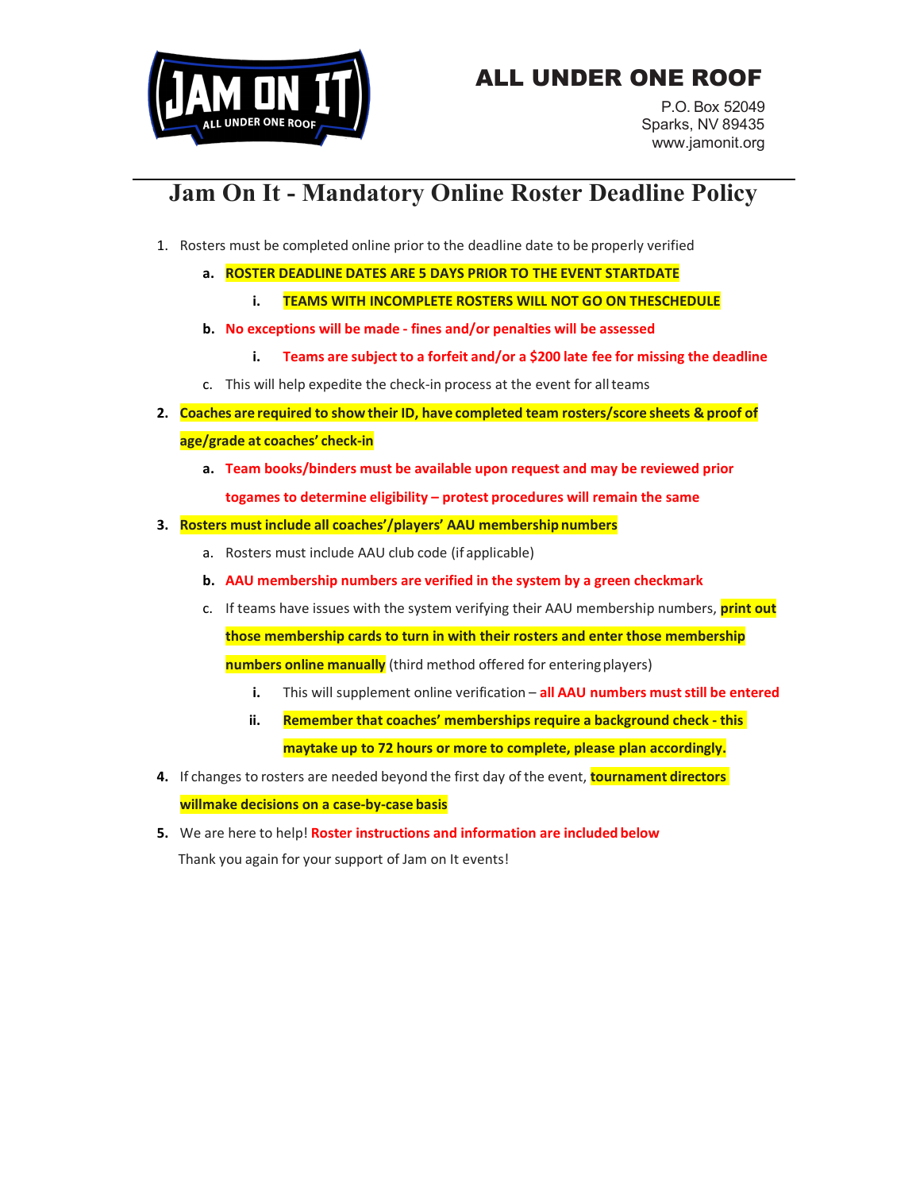ALL UNDER ONE ROOF

P.O. Box 52049
Sparks, NV 89435
www.jamonit.org

# Jam On It - Mandatory Online Roster Deadline Policy

1. Rosters must be completed online prior to the deadline date to be properly verified
   a. **ROSTER DEADLINE DATES ARE 5 DAYS PRIOR TO THE EVENT STARTDATE**
      i. **TEAMS WITH INCOMPLETE ROSTERS WILL NOT GO ON THESCHEDULE**
   b. **No exceptions will be made - fines and/or penalties will be assessed**
      i. **Teams are subject to a forfeit and/or a $200 late fee for missing the deadline**
   c. This will help expedite the check-in process at the event for all teams
2. **Coaches are required to show their ID, have completed team rosters/score sheets & proof of age/grade at coaches' check-in**
   a. **Team books/binders must be available upon request and may be reviewed prior togames to determine eligibility – protest procedures will remain the same**
3. **Rosters must include all coaches'/players' AAU membership numbers**
   a. Rosters must include AAU club code (if applicable)
   b. **AAU membership numbers are verified in the system by a green checkmark**
   c. If teams have issues with the system verifying their AAU membership numbers, **print out those membership cards to turn in with their rosters and enter those membership numbers online manually** (third method offered for entering players)
      i. This will supplement online verification – **all AAU numbers must still be entered**
      ii. **Remember that coaches' memberships require a background check - this maytake up to 72 hours or more to complete, please plan accordingly.**
4. If changes to rosters are needed beyond the first day of the event, **tournament directors willmake decisions on a case-by-case basis**
5. We are here to help! **Roster instructions and information are included below**

Thank you again for your support of Jam on It events!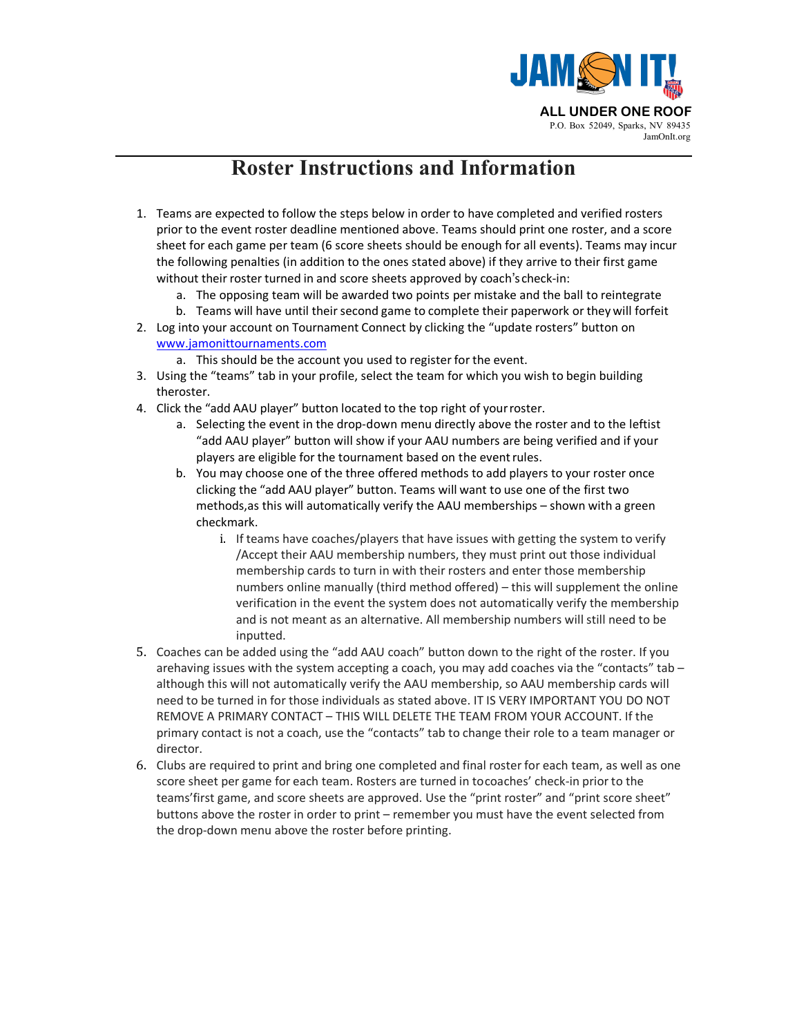JAM ON IT!

ALL UNDER ONE ROOF
P.O. Box 52049, Sparks, NV 89435
JamOnIt.org

# Roster Instructions and Information

1. Teams are expected to follow the steps below in order to have completed and verified rosters prior to the event roster deadline mentioned above. Teams should print one roster, and a score sheet for each game per team (6 score sheets should be enough for all events). Teams may incur the following penalties (in addition to the ones stated above) if they arrive to their first game without their roster turned in and score sheets approved by coach's check-in:
   a. The opposing team will be awarded two points per mistake and the ball to reintegrate
   b. Teams will have until their second game to complete their paperwork or they will forfeit
2. Log into your account on Tournament Connect by clicking the "update rosters" button on www.jamonittournaments.com
   a. This should be the account you used to register for the event.
3. Using the "teams" tab in your profile, select the team for which you wish to begin building theroster.
4. Click the "add AAU player" button located to the top right of your roster.
   a. Selecting the event in the drop-down menu directly above the roster and to the leftist "add AAU player" button will show if your AAU numbers are being verified and if your players are eligible for the tournament based on the event rules.
   b. You may choose one of the three offered methods to add players to your roster once clicking the "add AAU player" button. Teams will want to use one of the first two methods,as this will automatically verify the AAU memberships – shown with a green checkmark.
      i. If teams have coaches/players that have issues with getting the system to verify /Accept their AAU membership numbers, they must print out those individual membership cards to turn in with their rosters and enter those membership numbers online manually (third method offered) – this will supplement the online verification in the event the system does not automatically verify the membership and is not meant as an alternative. All membership numbers will still need to be inputted.
5. Coaches can be added using the "add AAU coach" button down to the right of the roster. If you arehaving issues with the system accepting a coach, you may add coaches via the "contacts" tab – although this will not automatically verify the AAU membership, so AAU membership cards will need to be turned in for those individuals as stated above. IT IS VERY IMPORTANT YOU DO NOT REMOVE A PRIMARY CONTACT – THIS WILL DELETE THE TEAM FROM YOUR ACCOUNT. If the primary contact is not a coach, use the "contacts" tab to change their role to a team manager or director.
6. Clubs are required to print and bring one completed and final roster for each team, as well as one score sheet per game for each team. Rosters are turned in tocoaches' check-in prior to the teams'first game, and score sheets are approved. Use the "print roster" and "print score sheet" buttons above the roster in order to print – remember you must have the event selected from the drop-down menu above the roster before printing.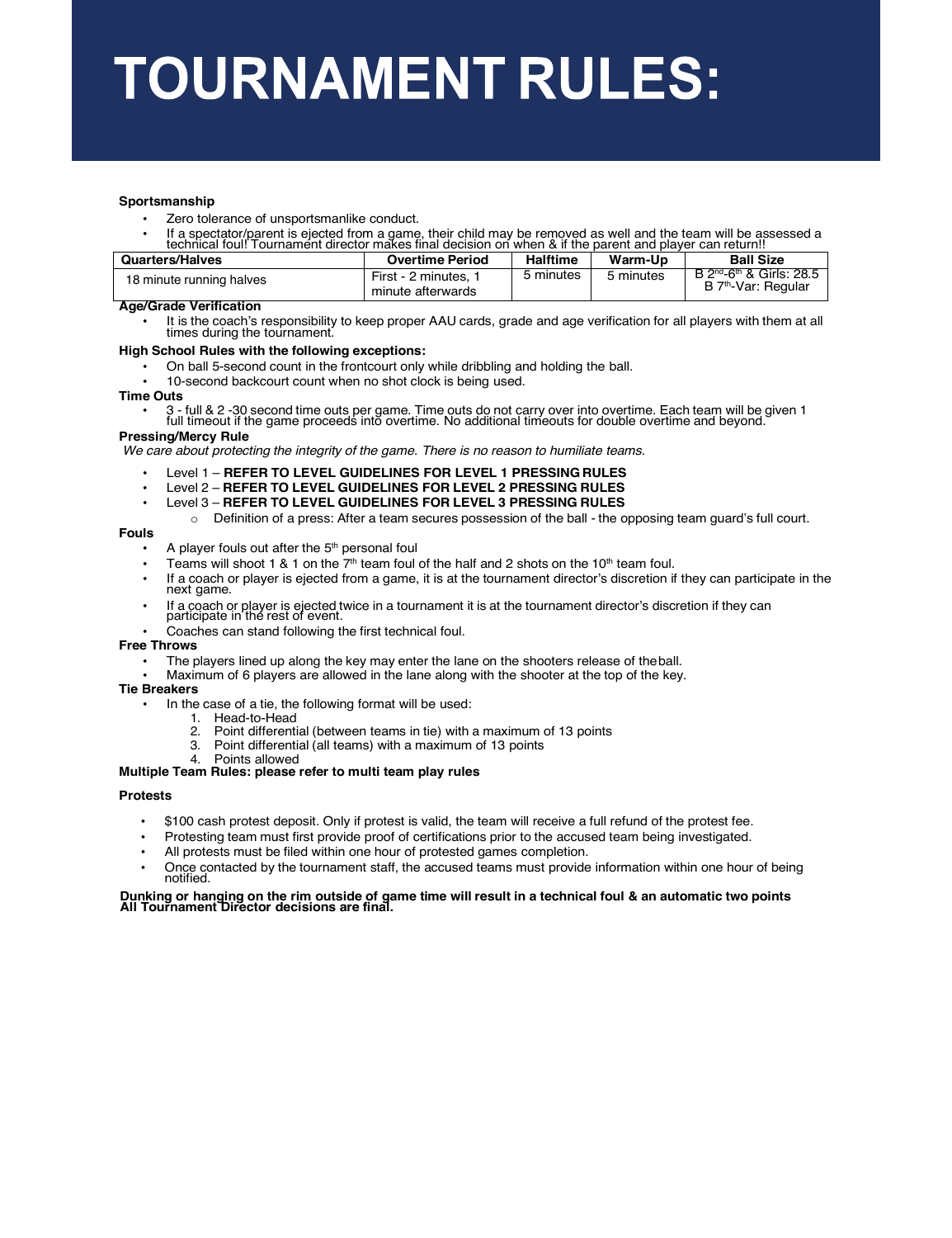# TOURNAMENT RULES:

**Sportsmanship**

- Zero tolerance of unsportsmanlike conduct.
- If a spectator/parent is ejected from a game, their child may be removed as well and the team will be assessed a technical foul! Tournament director makes final decision on when & if the parent and player can return!!

| Quarters/Halves | Overtime Period | Halftime | Warm-Up | Ball Size |
|---|---|---|---|---|
| 18 minute running halves | First - 2 minutes, 1 minute afterwards | 5 minutes | 5 minutes | B 2nd-6th & Girls: 28.5 B 7th-Var: Regular |

**Age/Grade Verification**

- It is the coach's responsibility to keep proper AAU cards, grade and age verification for all players with them at all times during the tournament.

**High School Rules with the following exceptions:**

- On ball 5-second count in the frontcourt only while dribbling and holding the ball.
- 10-second backcourt count when no shot clock is being used.

**Time Outs**

- 3 - full & 2 -30 second time outs per game. Time outs do not carry over into overtime. Each team will be given 1 full timeout if the game proceeds into overtime. No additional timeouts for double overtime and beyond.

**Pressing/Mercy Rule**

*We care about protecting the integrity of the game. There is no reason to humiliate teams.*

- Level 1 – **REFER TO LEVEL GUIDELINES FOR LEVEL 1 PRESSING RULES**
- Level 2 – **REFER TO LEVEL GUIDELINES FOR LEVEL 2 PRESSING RULES**
- Level 3 – **REFER TO LEVEL GUIDELINES FOR LEVEL 3 PRESSING RULES**
  - Definition of a press: After a team secures possession of the ball - the opposing team guard's full court.

**Fouls**

- A player fouls out after the 5th personal foul
- Teams will shoot 1 & 1 on the 7th team foul of the half and 2 shots on the 10th team foul.
- If a coach or player is ejected from a game, it is at the tournament director's discretion if they can participate in the next game.
- If a coach or player is ejected twice in a tournament it is at the tournament director's discretion if they can participate in the rest of event.
- Coaches can stand following the first technical foul.

**Free Throws**

- The players lined up along the key may enter the lane on the shooters release of the ball.
- Maximum of 6 players are allowed in the lane along with the shooter at the top of the key.

**Tie Breakers**

- In the case of a tie, the following format will be used:
  1. Head-to-Head
  2. Point differential (between teams in tie) with a maximum of 13 points
  3. Point differential (all teams) with a maximum of 13 points
  4. Points allowed

**Multiple Team Rules: please refer to multi team play rules**

**Protests**

- $100 cash protest deposit. Only if protest is valid, the team will receive a full refund of the protest fee.
- Protesting team must first provide proof of certifications prior to the accused team being investigated.
- All protests must be filed within one hour of protested games completion.
- Once contacted by the tournament staff, the accused teams must provide information within one hour of being notified.

**Dunking or hanging on the rim outside of game time will result in a technical foul & an automatic two points**
**All Tournament Director decisions are final.**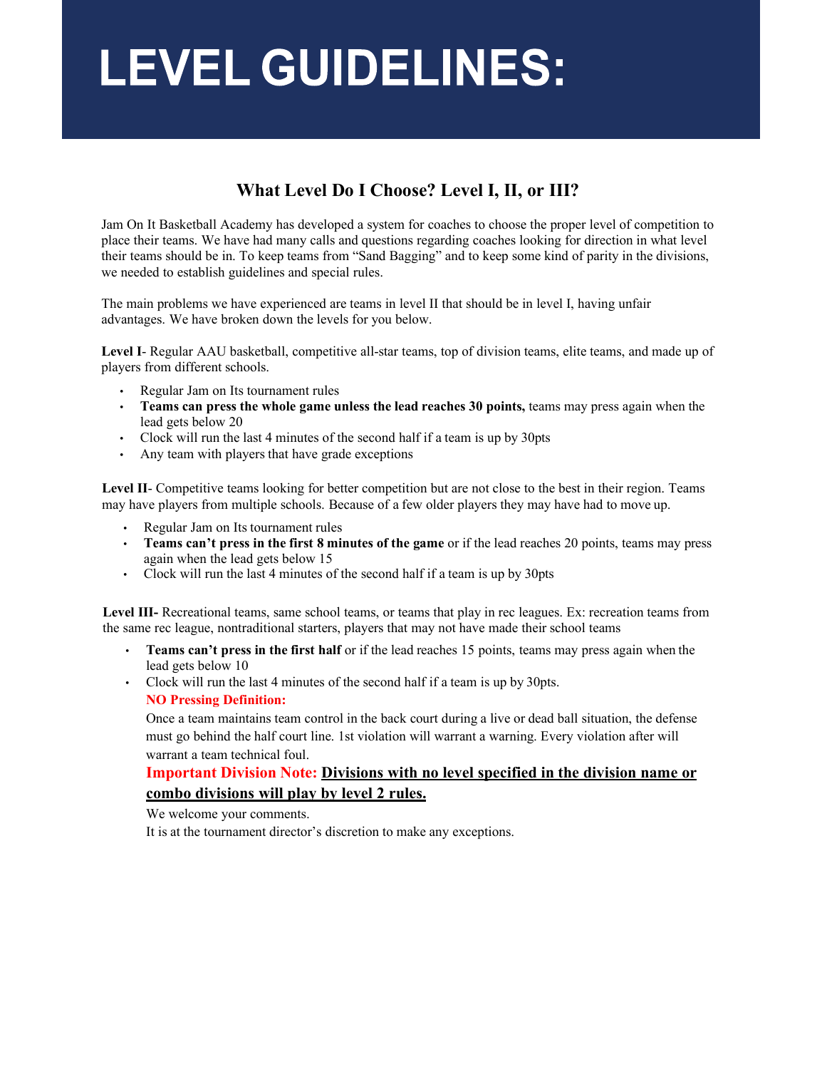# LEVEL GUIDELINES:

## What Level Do I Choose? Level I, II, or III?

Jam On It Basketball Academy has developed a system for coaches to choose the proper level of competition to place their teams. We have had many calls and questions regarding coaches looking for direction in what level their teams should be in. To keep teams from "Sand Bagging" and to keep some kind of parity in the divisions, we needed to establish guidelines and special rules.

The main problems we have experienced are teams in level II that should be in level I, having unfair advantages. We have broken down the levels for you below.

**Level I**- Regular AAU basketball, competitive all-star teams, top of division teams, elite teams, and made up of players from different schools.

- Regular Jam on Its tournament rules
- **Teams can press the whole game unless the lead reaches 30 points,** teams may press again when the lead gets below 20
- Clock will run the last 4 minutes of the second half if a team is up by 30pts
- Any team with players that have grade exceptions

**Level II**- Competitive teams looking for better competition but are not close to the best in their region. Teams may have players from multiple schools. Because of a few older players they may have had to move up.

- Regular Jam on Its tournament rules
- **Teams can't press in the first 8 minutes of the game** or if the lead reaches 20 points, teams may press again when the lead gets below 15
- Clock will run the last 4 minutes of the second half if a team is up by 30pts

**Level III-** Recreational teams, same school teams, or teams that play in rec leagues. Ex: recreation teams from the same rec league, nontraditional starters, players that may not have made their school teams

- **Teams can't press in the first half** or if the lead reaches 15 points, teams may press again when the lead gets below 10
- Clock will run the last 4 minutes of the second half if a team is up by 30pts.

**NO Pressing Definition:**

Once a team maintains team control in the back court during a live or dead ball situation, the defense must go behind the half court line. 1st violation will warrant a warning. Every violation after will warrant a team technical foul.

**Important Division Note: <u>Divisions with no level specified in the division name or combo divisions will play by level 2 rules.</u>**

We welcome your comments.

It is at the tournament director's discretion to make any exceptions.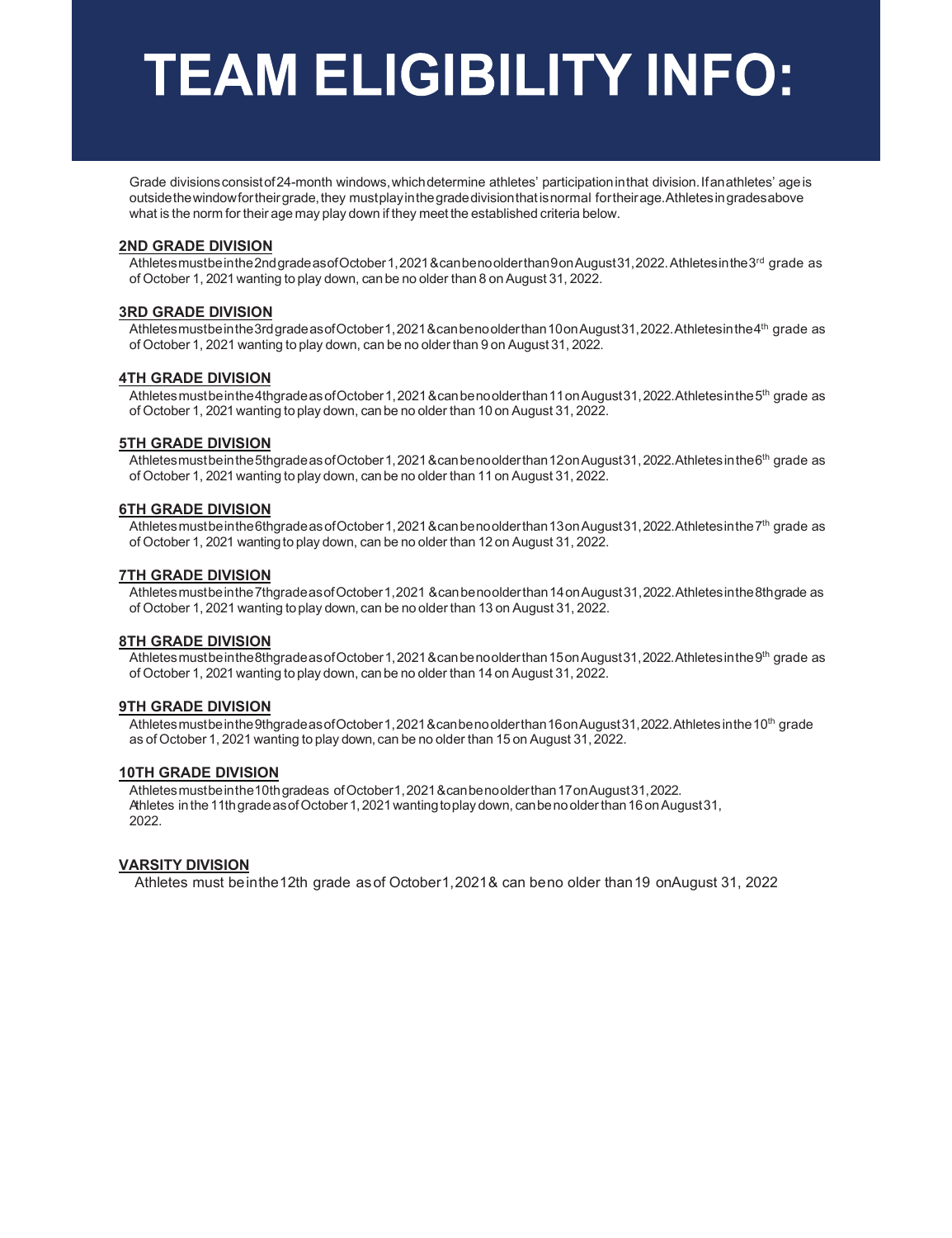# TEAM ELIGIBILITY INFO:

Grade divisions consist of 24-month windows, which determine athletes' participation in that division. If an athletes' age is outside the window for their grade, they must play in the grade division that is normal for their age. Athletes in grades above what is the norm for their age may play down if they meet the established criteria below.

**2ND GRADE DIVISION**

Athletes must be in the 2nd grade as of October 1, 2021 & can be no older than 9 on August 31, 2022. Athletes in the 3rd grade as of October 1, 2021 wanting to play down, can be no older than 8 on August 31, 2022.

**3RD GRADE DIVISION**

Athletes must be in the 3rd grade as of October 1, 2021 & can be no older than 10 on August 31, 2022. Athletes in the 4th grade as of October 1, 2021 wanting to play down, can be no older than 9 on August 31, 2022.

**4TH GRADE DIVISION**

Athletes must be in the 4th grade as of October 1, 2021 & can be no older than 11 on August 31, 2022. Athletes in the 5th grade as of October 1, 2021 wanting to play down, can be no older than 10 on August 31, 2022.

**5TH GRADE DIVISION**

Athletes must be in the 5th grade as of October 1, 2021 & can be no older than 12 on August 31, 2022. Athletes in the 6th grade as of October 1, 2021 wanting to play down, can be no older than 11 on August 31, 2022.

**6TH GRADE DIVISION**

Athletes must be in the 6th grade as of October 1, 2021 & can be no older than 13 on August 31, 2022. Athletes in the 7th grade as of October 1, 2021 wanting to play down, can be no older than 12 on August 31, 2022.

**7TH GRADE DIVISION**

Athletes must be in the 7th grade as of October 1, 2021 & can be no older than 14 on August 31, 2022. Athletes in the 8th grade as of October 1, 2021 wanting to play down, can be no older than 13 on August 31, 2022.

**8TH GRADE DIVISION**

Athletes must be in the 8th grade as of October 1, 2021 & can be no older than 15 on August 31, 2022. Athletes in the 9th grade as of October 1, 2021 wanting to play down, can be no older than 14 on August 31, 2022.

**9TH GRADE DIVISION**

Athletes must be in the 9th grade as of October 1, 2021 & can be no older than 16 on August 31, 2022. Athletes in the 10th grade as of October 1, 2021 wanting to play down, can be no older than 15 on August 31, 2022.

**10TH GRADE DIVISION**

Athletes must be in the 10th grade as of October 1, 2021 & can be no older than 17 on August 31, 2022. Athletes in the 11th grade as of October 1, 2021 wanting to play down, can be no older than 16 on August 31, 2022.

**VARSITY DIVISION**

Athletes must be in the 12th grade as of October 1, 2021 & can be no older than 19 on August 31, 2022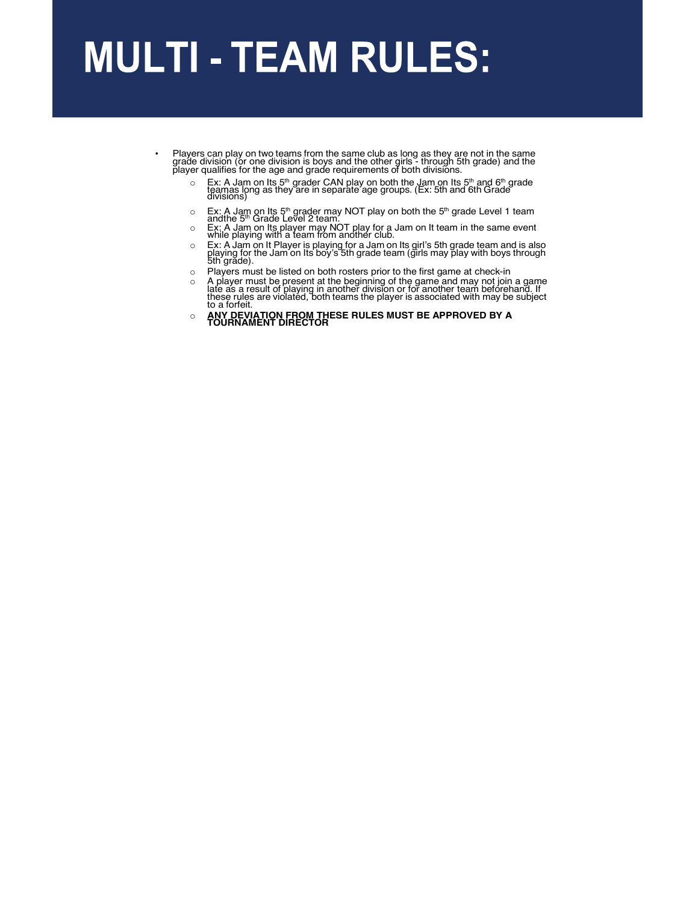# MULTI - TEAM RULES:

- Players can play on two teams from the same club as long as they are not in the same grade division (or one division is boys and the other girls - through 5th grade) and the player qualifies for the age and grade requirements of both divisions.
    - Ex: A Jam on Its 5th grader CAN play on both the Jam on Its 5th and 6th grade teamas long as they are in separate age groups. (Ex: 5th and 6th Grade divisions)
    - Ex: A Jam on Its 5th grader may NOT play on both the 5th grade Level 1 team andthe 5th Grade Level 2 team.
    - Ex: A Jam on Its player may NOT play for a Jam on It team in the same event while playing with a team from another club.
    - Ex: A Jam on It Player is playing for a Jam on Its girl's 5th grade team and is also playing for the Jam on Its boy's 5th grade team (girls may play with boys through 5th grade).
    - Players must be listed on both rosters prior to the first game at check-in
    - A player must be present at the beginning of the game and may not join a game late as a result of playing in another division or for another team beforehand. If these rules are violated, both teams the player is associated with may be subject to a forfeit.
    - **ANY DEVIATION FROM THESE RULES MUST BE APPROVED BY A TOURNAMENT DIRECTOR**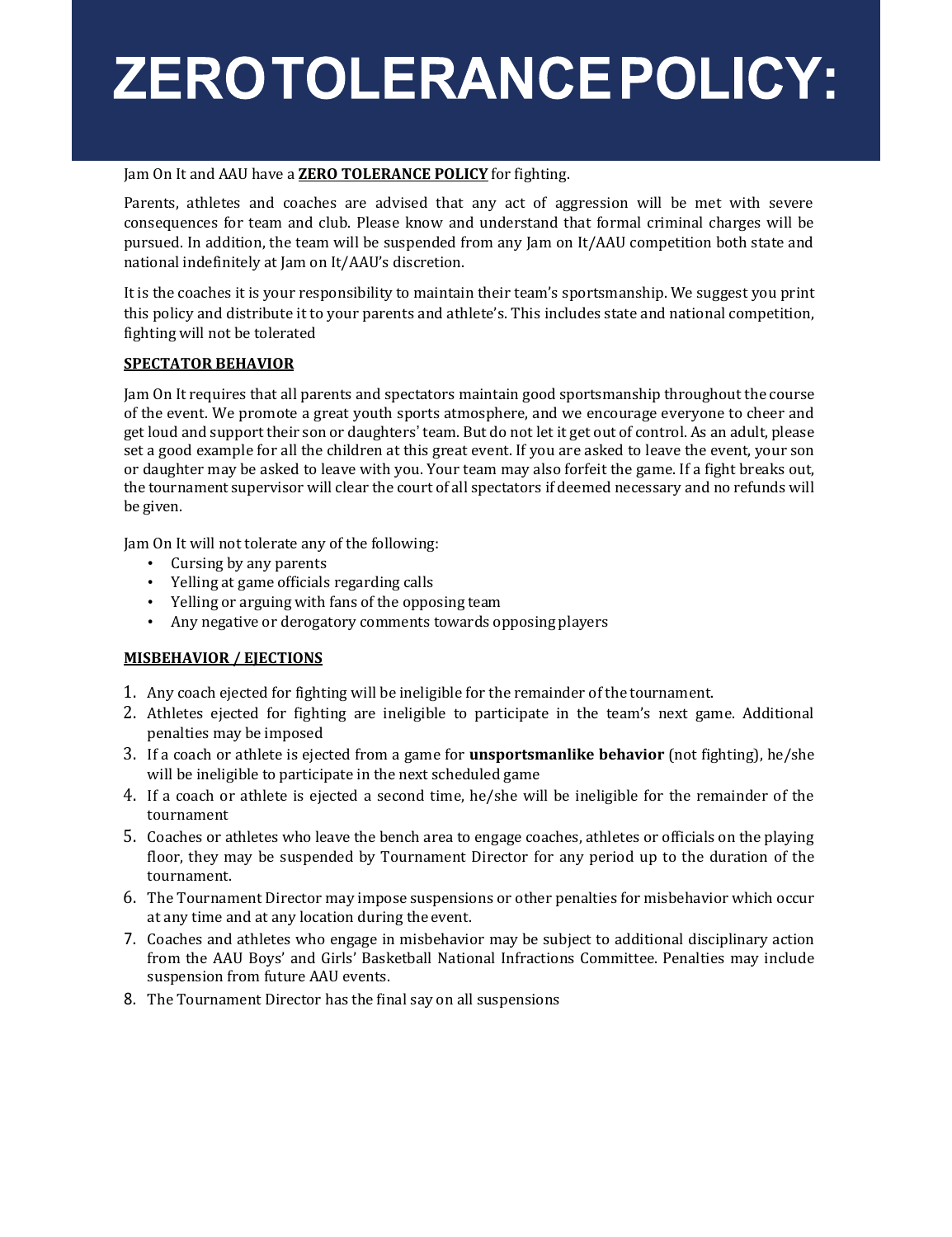# ZERO TOLERANCE POLICY:

Jam On It and AAU have a **ZERO TOLERANCE POLICY** for fighting.

Parents, athletes and coaches are advised that any act of aggression will be met with severe consequences for team and club. Please know and understand that formal criminal charges will be pursued. In addition, the team will be suspended from any Jam on It/AAU competition both state and national indefinitely at Jam on It/AAU's discretion.

It is the coaches it is your responsibility to maintain their team's sportsmanship. We suggest you print this policy and distribute it to your parents and athlete's. This includes state and national competition, fighting will not be tolerated

**SPECTATOR BEHAVIOR**

Jam On It requires that all parents and spectators maintain good sportsmanship throughout the course of the event. We promote a great youth sports atmosphere, and we encourage everyone to cheer and get loud and support their son or daughters' team. But do not let it get out of control. As an adult, please set a good example for all the children at this great event. If you are asked to leave the event, your son or daughter may be asked to leave with you. Your team may also forfeit the game. If a fight breaks out, the tournament supervisor will clear the court of all spectators if deemed necessary and no refunds will be given.

Jam On It will not tolerate any of the following:

- Cursing by any parents
- Yelling at game officials regarding calls
- Yelling or arguing with fans of the opposing team
- Any negative or derogatory comments towards opposing players

**MISBEHAVIOR / EJECTIONS**

1. Any coach ejected for fighting will be ineligible for the remainder of the tournament.
2. Athletes ejected for fighting are ineligible to participate in the team's next game. Additional penalties may be imposed
3. If a coach or athlete is ejected from a game for **unsportsmanlike behavior** (not fighting), he/she will be ineligible to participate in the next scheduled game
4. If a coach or athlete is ejected a second time, he/she will be ineligible for the remainder of the tournament
5. Coaches or athletes who leave the bench area to engage coaches, athletes or officials on the playing floor, they may be suspended by Tournament Director for any period up to the duration of the tournament.
6. The Tournament Director may impose suspensions or other penalties for misbehavior which occur at any time and at any location during the event.
7. Coaches and athletes who engage in misbehavior may be subject to additional disciplinary action from the AAU Boys' and Girls' Basketball National Infractions Committee. Penalties may include suspension from future AAU events.
8. The Tournament Director has the final say on all suspensions